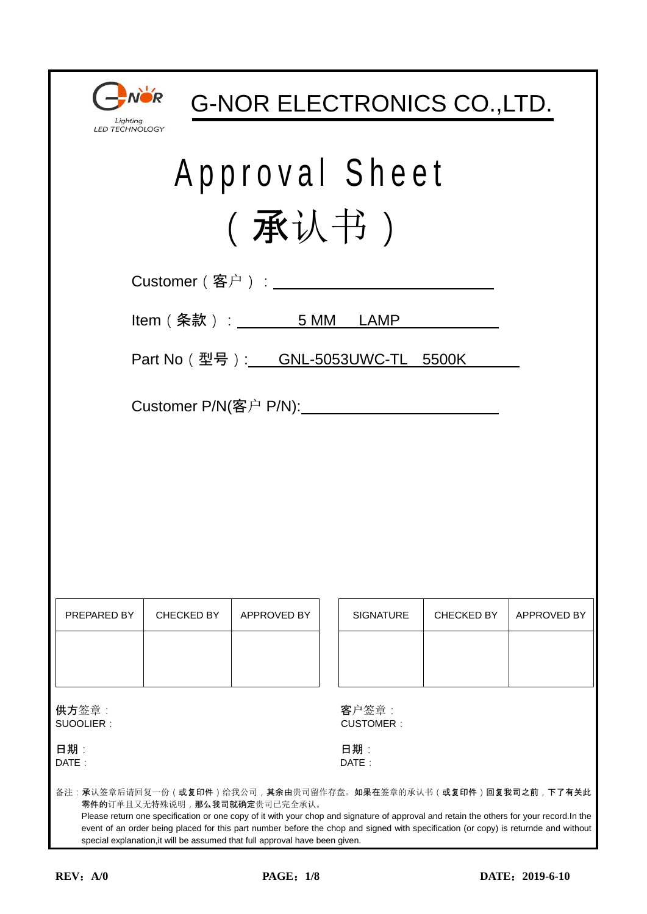G-NOR ELECTRONICS CO.,LTD.

Lighting
LED TECHNOLOGY

# Approval Sheet

# （承认书）

Customer（客户）：

Item（条款）： 5 MM LAMP

Part No（型号）: GNL-5053UWC-TL 5500K

Customer P/N(客户 P/N):

| PREPARED BY | CHECKED BY | APPROVED BY |
|---|---|---|
| | | |

| SIGNATURE | CHECKED BY | APPROVED BY |
|---|---|---|
| | | |

供方签章：
SUOOLIER：

日期：
DATE：

客户签章：
CUSTOMER：

日期：
DATE：

备注：承认签章后请回复一份（或复印件）给我公司，其余由贵司留作存盘。如果在签章的承认书（或复印件）回复我司之前，下了有关此零件的订单且又无特殊说明，那么我司就确定贵司已完全承认。
Please return one specification or one copy of it with your chop and signature of approval and retain the others for your record.In the event of an order being placed for this part number before the chop and signed with specification (or copy) is returnde and without special explanation,it will be assumed that full approval have been given.

REV：A/0 DATE：2019-6-10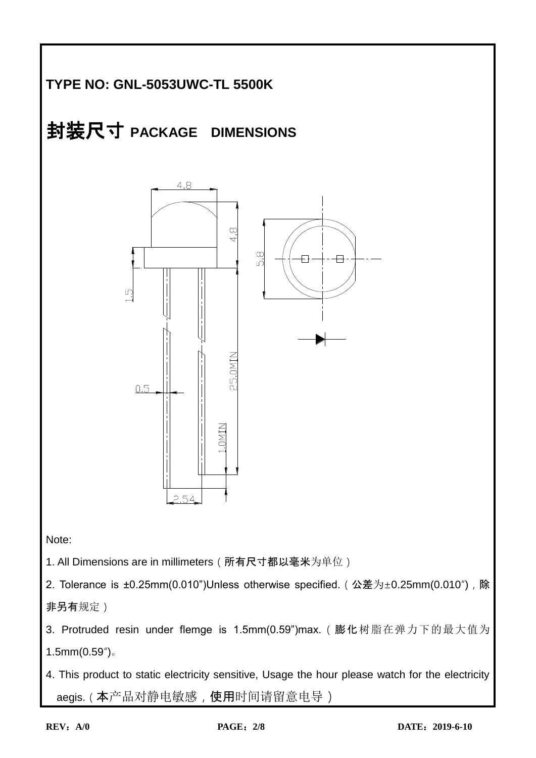**TYPE NO: GNL-5053UWC-TL 5500K**

# 封装尺寸 PACKAGE DIMENSIONS

Note:

1. All Dimensions are in millimeters（所有尺寸都以毫米为单位）

2. Tolerance is ±0.25mm(0.010")Unless otherwise specified.（公差为±0.25mm(0.010″)，除非另有规定）

3. Protruded resin under flemge is 1.5mm(0.59")max.（膨化树脂在弹力下的最大值为1.5mm(0.59″)。

4. This product to static electricity sensitive, Usage the hour please watch for the electricity aegis.（本产品对静电敏感，使用时间请留意电导）

**REV：A/0** **DATE：2019-6-10**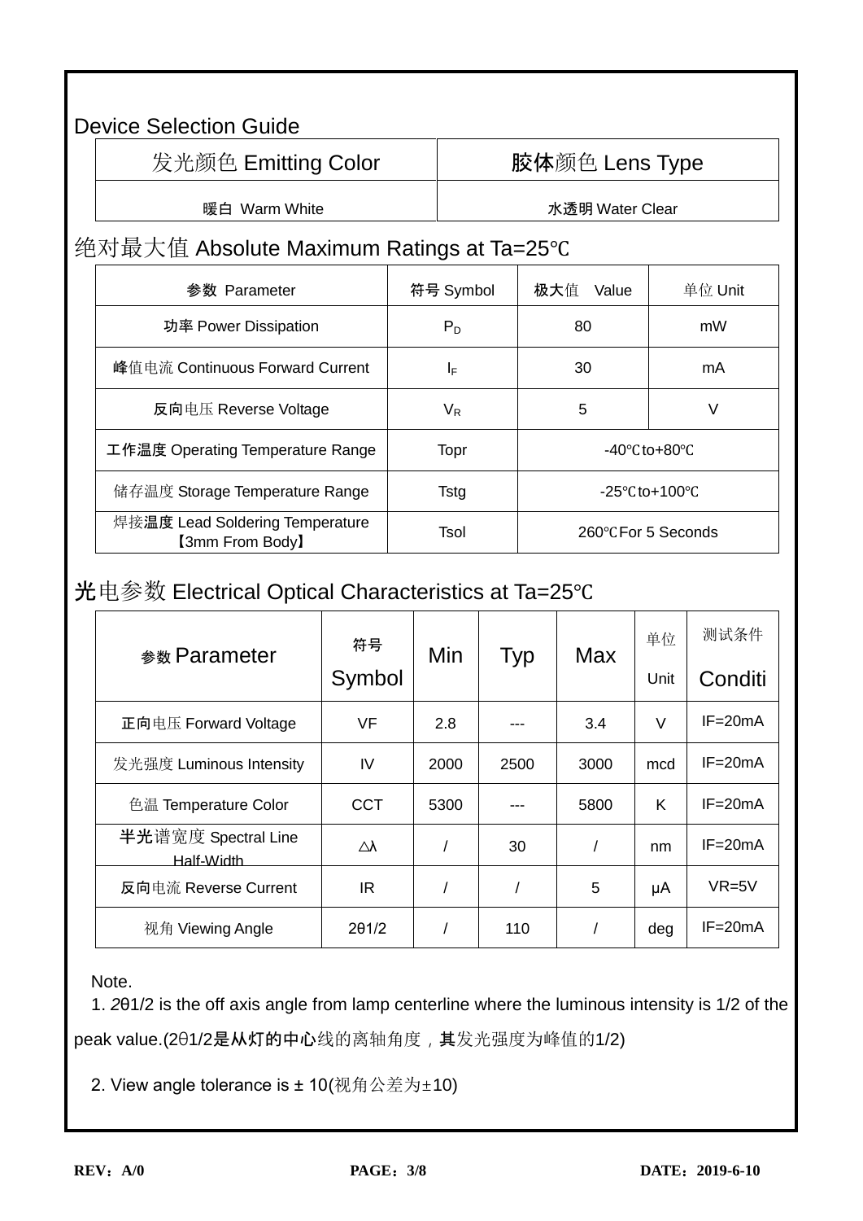## Device Selection Guide

| 发光颜色 Emitting Color | 胶体颜色 Lens Type |
|---|---|
| 暖白 Warm White | 水透明 Water Clear |

## 绝对最大值 Absolute Maximum Ratings at Ta=25℃

| 参数 Parameter | 符号 Symbol | 极大值 Value | 单位 Unit |
|---|---|---|---|
| 功率 Power Dissipation | $P_D$ | 80 | mW |
| 峰值电流 Continuous Forward Current | $I_F$ | 30 | mA |
| 反向电压 Reverse Voltage | $V_R$ | 5 | V |
| 工作温度 Operating Temperature Range | Topr | -40℃to+80℃ | |
| 储存温度 Storage Temperature Range | Tstg | -25℃to+100℃ | |
| 焊接温度 Lead Soldering Temperature 【3mm From Body】 | Tsol | 260℃For 5 Seconds | |

## 光电参数 Electrical Optical Characteristics at Ta=25℃

| 参数 Parameter | 符号 Symbol | Min | Typ | Max | 单位 Unit | 测试条件 Conditi |
|---|---|---|---|---|---|---|
| 正向电压 Forward Voltage | VF | 2.8 | --- | 3.4 | V | IF=20mA |
| 发光强度 Luminous Intensity | IV | 2000 | 2500 | 3000 | mcd | IF=20mA |
| 色温 Temperature Color | CCT | 5300 | --- | 5800 | K | IF=20mA |
| 半光谱宽度 Spectral Line Half-Width | △λ | / | 30 | / | nm | IF=20mA |
| 反向电流 Reverse Current | IR | / | / | 5 | μA | VR=5V |
| 视角 Viewing Angle | 2θ1/2 | / | 110 | / | deg | IF=20mA |

Note.

1. 2θ1/2 is the off axis angle from lamp centerline where the luminous intensity is 1/2 of the peak value.(2θ1/2是从灯的中心线的离轴角度，其发光强度为峰值的1/2)

2. View angle tolerance is ± 10(视角公差为±10)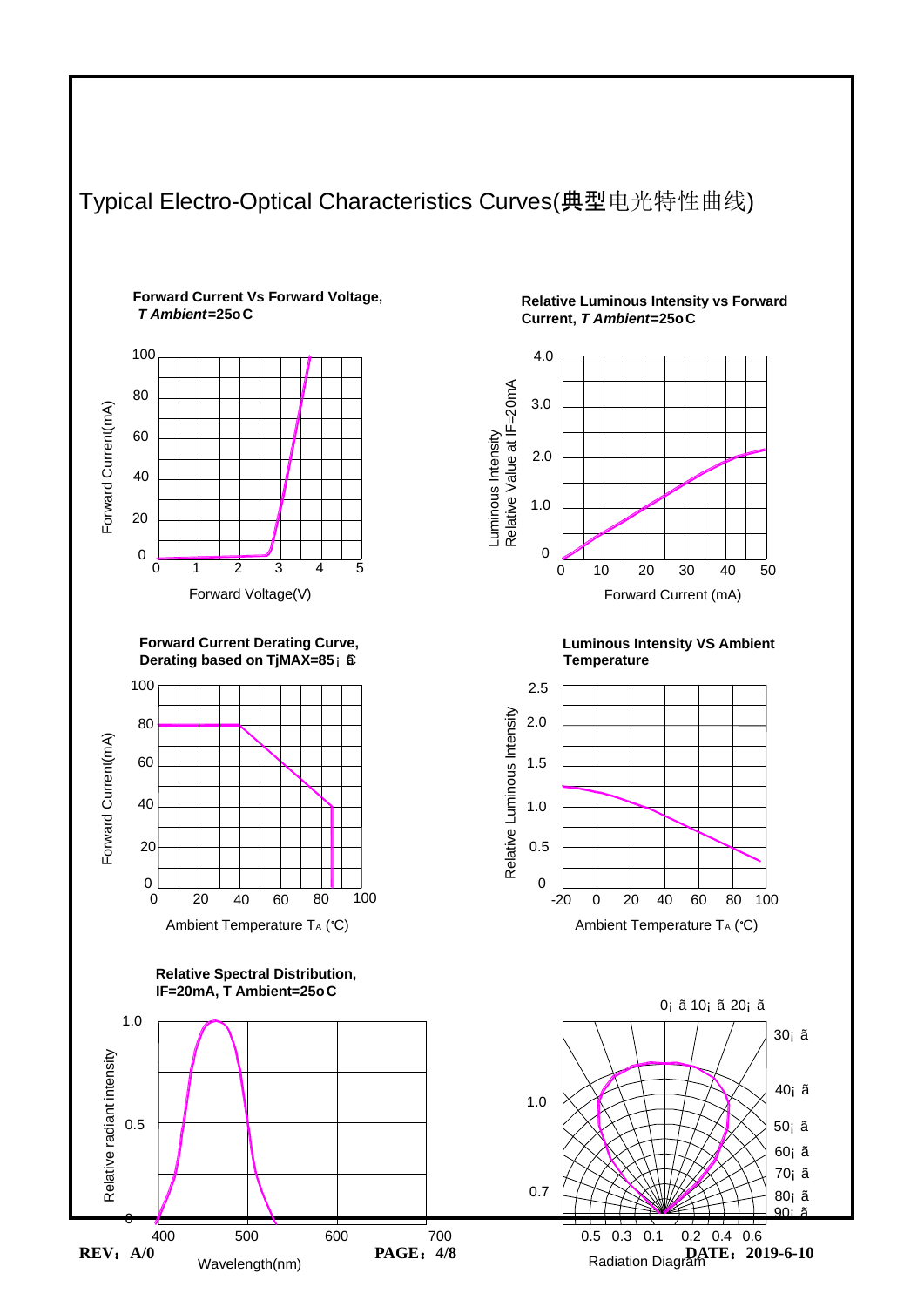# Typical Electro-Optical Characteristics Curves(典型电光特性曲线)

**Forward Current Vs Forward Voltage, *T Ambient*=25oC**

Forward Current(mA)

100
80
60
40
20
0

0 1 2 3 4 5

Forward Voltage(V)

**Relative Luminous Intensity vs Forward Current, *T Ambient*=25oC**

Luminous Intensity
Relative Value at IF=20mA

4.0
3.0
2.0
1.0
0

0 10 20 30 40 50

Forward Current (mA)

**Forward Current Derating Curve, Derating based on TjMAX=85¡ æ**

Forward Current(mA)

100
80
60
40
20
0

0 20 40 60 80 100

Ambient Temperature TA (℃)

**Luminous Intensity VS Ambient Temperature**

Relative Luminous Intensity

2.5
2.0
1.5
1.0
0.5
0

-20 0 20 40 60 80 100

Ambient Temperature TA (℃)

**Relative Spectral Distribution, IF=20mA, T Ambient=25oC**

Relative radiant intensity

1.0
0.5
0

400 500 600 700

Wavelength(nm)

0¡ ã 10¡ ã 20¡ ã

30¡ ã
40¡ ã
50¡ ã
60¡ ã
70¡ ã
80¡ ã
90¡ ã

1.0
0.7

0.5 0.3 0.1 0.2 0.4 0.6

Radiation Diagram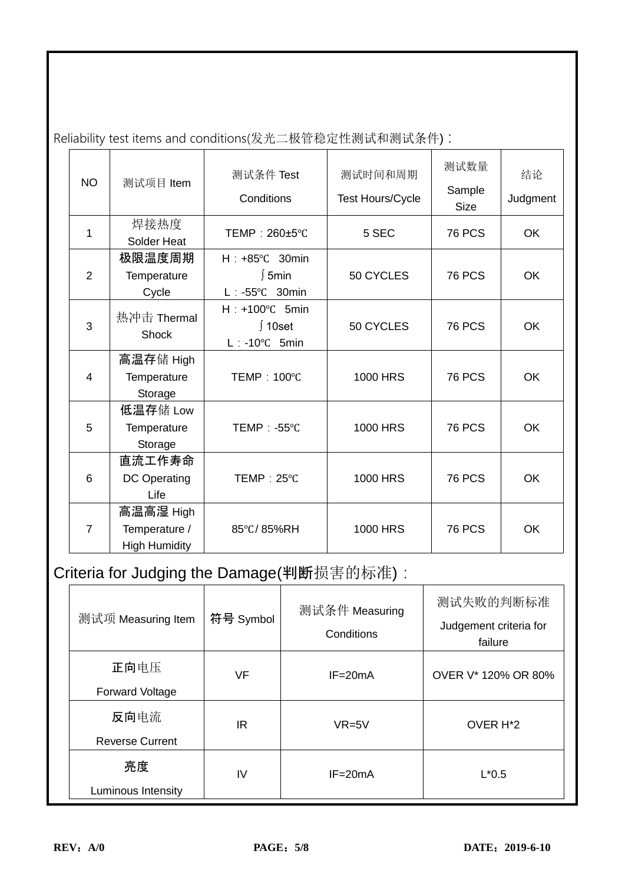Reliability test items and conditions(发光二极管稳定性测试和测试条件)：

| NO | 测试项目 Item | 测试条件 Test Conditions | 测试时间和周期 Test Hours/Cycle | 测试数量 Sample Size | 结论 Judgment |
|---|---|---|---|---|---|
| 1 | 焊接热度 Solder Heat | TEMP：260±5℃ | 5 SEC | 76 PCS | OK |
| 2 | 极限温度周期 Temperature Cycle | H：+85℃ 30min ∫5min L：-55℃ 30min | 50 CYCLES | 76 PCS | OK |
| 3 | 热冲击 Thermal Shock | H：+100℃ 5min ∫10set L：-10℃ 5min | 50 CYCLES | 76 PCS | OK |
| 4 | 高温存储 High Temperature Storage | TEMP：100℃ | 1000 HRS | 76 PCS | OK |
| 5 | 低温存储 Low Temperature Storage | TEMP：-55℃ | 1000 HRS | 76 PCS | OK |
| 6 | 直流工作寿命 DC Operating Life | TEMP：25℃ | 1000 HRS | 76 PCS | OK |
| 7 | 高温高湿 High Temperature / High Humidity | 85℃/ 85%RH | 1000 HRS | 76 PCS | OK |

Criteria for Judging the Damage(判断损害的标准)：

| 测试项 Measuring Item | 符号 Symbol | 测试条件 Measuring Conditions | 测试失败的判断标准 Judgement criteria for failure |
|---|---|---|---|
| 正向电压 Forward Voltage | VF | IF=20mA | OVER V* 120% OR 80% |
| 反向电流 Reverse Current | IR | VR=5V | OVER H*2 |
| 亮度 Luminous Intensity | IV | IF=20mA | L*0.5 |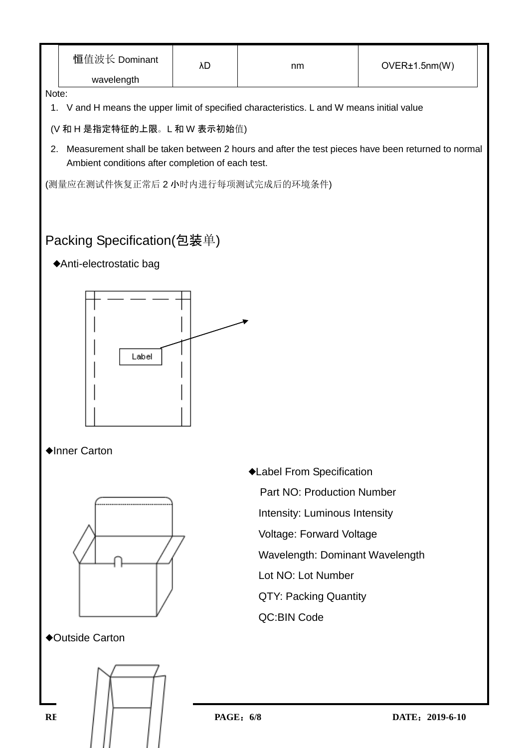| 恒值波长 Dominant wavelength | λD | nm | OVER±1.5nm(W) |
|---|---|---|---|

Note:

1. V and H means the upper limit of specified characteristics. L and W means initial value

(V 和 H 是指定特征的上限。L 和 W 表示初始值)

2. Measurement shall be taken between 2 hours and after the test pieces have been returned to normal Ambient conditions after completion of each test.

(测量应在测试件恢复正常后 2 小时内进行每项测试完成后的环境条件)

## Packing Specification(包装单)

◆Anti-electrostatic bag

Label

◆Inner Carton

◆Label From Specification

Part NO: Production Number

Intensity: Luminous Intensity

Voltage: Forward Voltage

Wavelength: Dominant Wavelength

Lot NO: Lot Number

QTY: Packing Quantity

QC:BIN Code

◆Outside Carton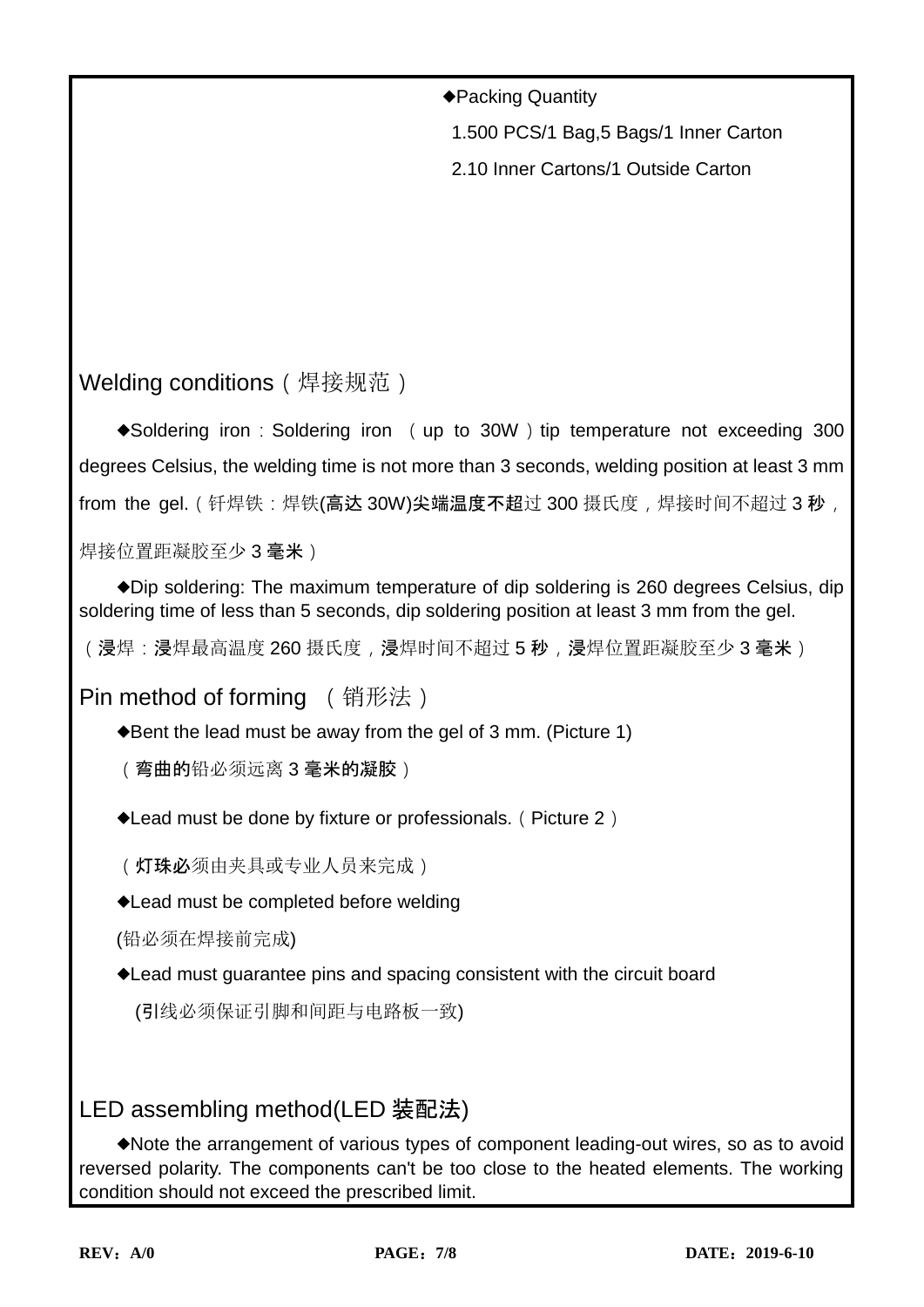◆Packing Quantity

1.500 PCS/1 Bag,5 Bags/1 Inner Carton

2.10 Inner Cartons/1 Outside Carton

## Welding conditions（焊接规范）

◆Soldering iron：Soldering iron （up to 30W）tip temperature not exceeding 300 degrees Celsius, the welding time is not more than 3 seconds, welding position at least 3 mm from the gel.（钎焊铁：焊铁(高达 30W)尖端温度不超过 300 摄氏度，焊接时间不超过 3 秒，焊接位置距凝胶至少 3 毫米）

◆Dip soldering: The maximum temperature of dip soldering is 260 degrees Celsius, dip soldering time of less than 5 seconds, dip soldering position at least 3 mm from the gel.（浸焊：浸焊最高温度 260 摄氏度，浸焊时间不超过 5 秒，浸焊位置距凝胶至少 3 毫米）

## Pin method of forming （销形法）

◆Bent the lead must be away from the gel of 3 mm. (Picture 1)

（弯曲的铅必须远离 3 毫米的凝胶）

◆Lead must be done by fixture or professionals.（Picture 2）

（灯珠必须由夹具或专业人员来完成）

◆Lead must be completed before welding

(铅必须在焊接前完成)

◆Lead must guarantee pins and spacing consistent with the circuit board

(引线必须保证引脚和间距与电路板一致)

## LED assembling method(LED 装配法)

◆Note the arrangement of various types of component leading-out wires, so as to avoid reversed polarity. The components can't be too close to the heated elements. The working condition should not exceed the prescribed limit.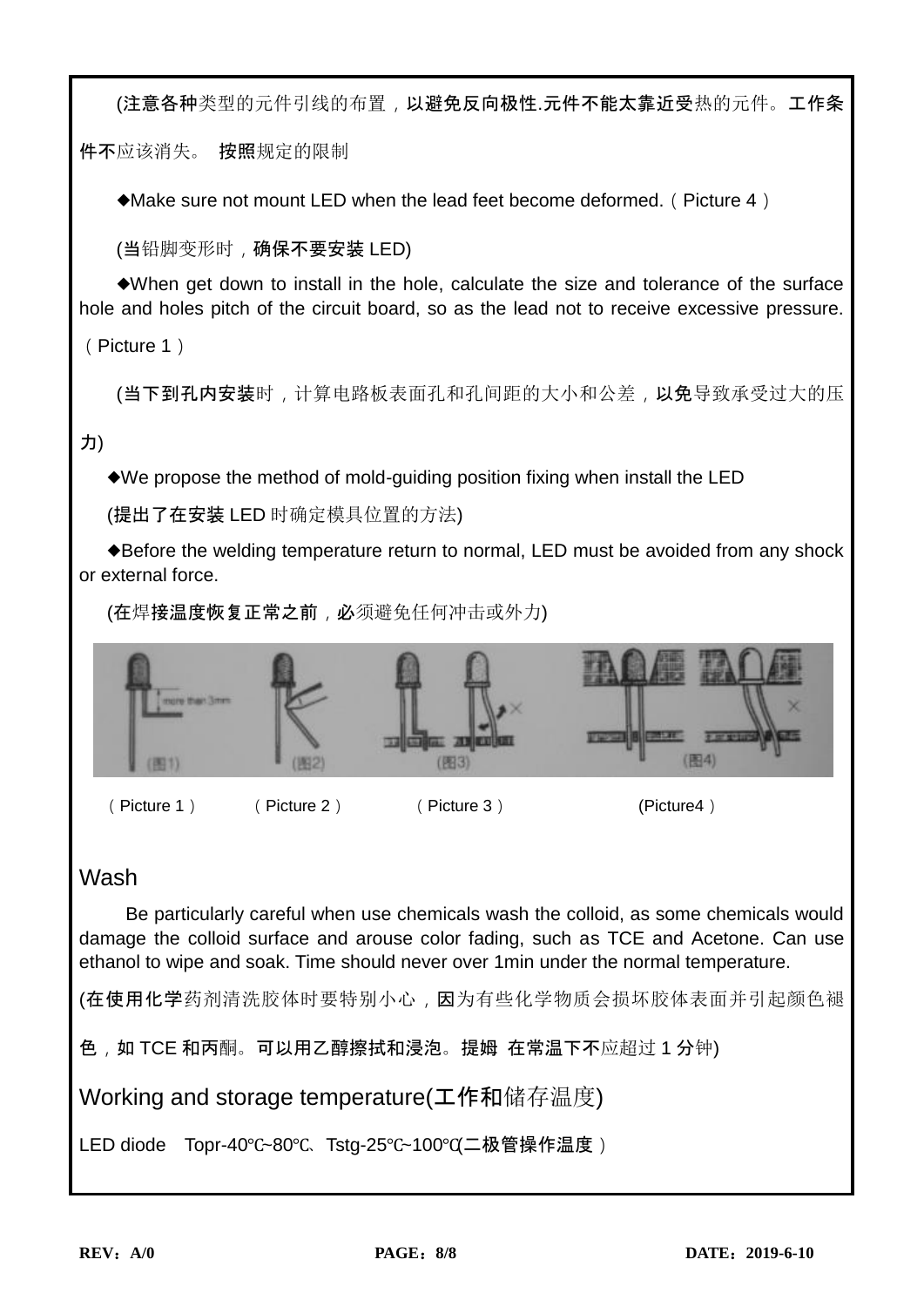(注意各种类型的元件引线的布置，以避免反向极性.元件不能太靠近受热的元件。工作条件不应该消失。 按照规定的限制

◆Make sure not mount LED when the lead feet become deformed.（Picture 4）

(当铅脚变形时，确保不要安装 LED)

◆When get down to install in the hole, calculate the size and tolerance of the surface hole and holes pitch of the circuit board, so as the lead not to receive excessive pressure.（Picture 1）

(当下到孔内安装时，计算电路板表面孔和孔间距的大小和公差，以免导致承受过大的压力)

◆We propose the method of mold-guiding position fixing when install the LED

(提出了在安装 LED 时确定模具位置的方法)

◆Before the welding temperature return to normal, LED must be avoided from any shock or external force.

(在焊接温度恢复正常之前，必须避免任何冲击或外力)

more than 3mm

(图1) (图2) (图3) (图4)

（Picture 1） （Picture 2） （Picture 3） (Picture4）

## Wash

Be particularly careful when use chemicals wash the colloid, as some chemicals would damage the colloid surface and arouse color fading, such as TCE and Acetone. Can use ethanol to wipe and soak. Time should never over 1min under the normal temperature.

(在使用化学药剂清洗胶体时要特别小心，因为有些化学物质会损坏胶体表面并引起颜色褪色，如 TCE 和丙酮。可以用乙醇擦拭和浸泡。提姆 在常温下不应超过 1 分钟)

## Working and storage temperature(工作和储存温度)

LED diode Topr-40℃~80℃、Tstg-25℃~100℃(二极管操作温度）